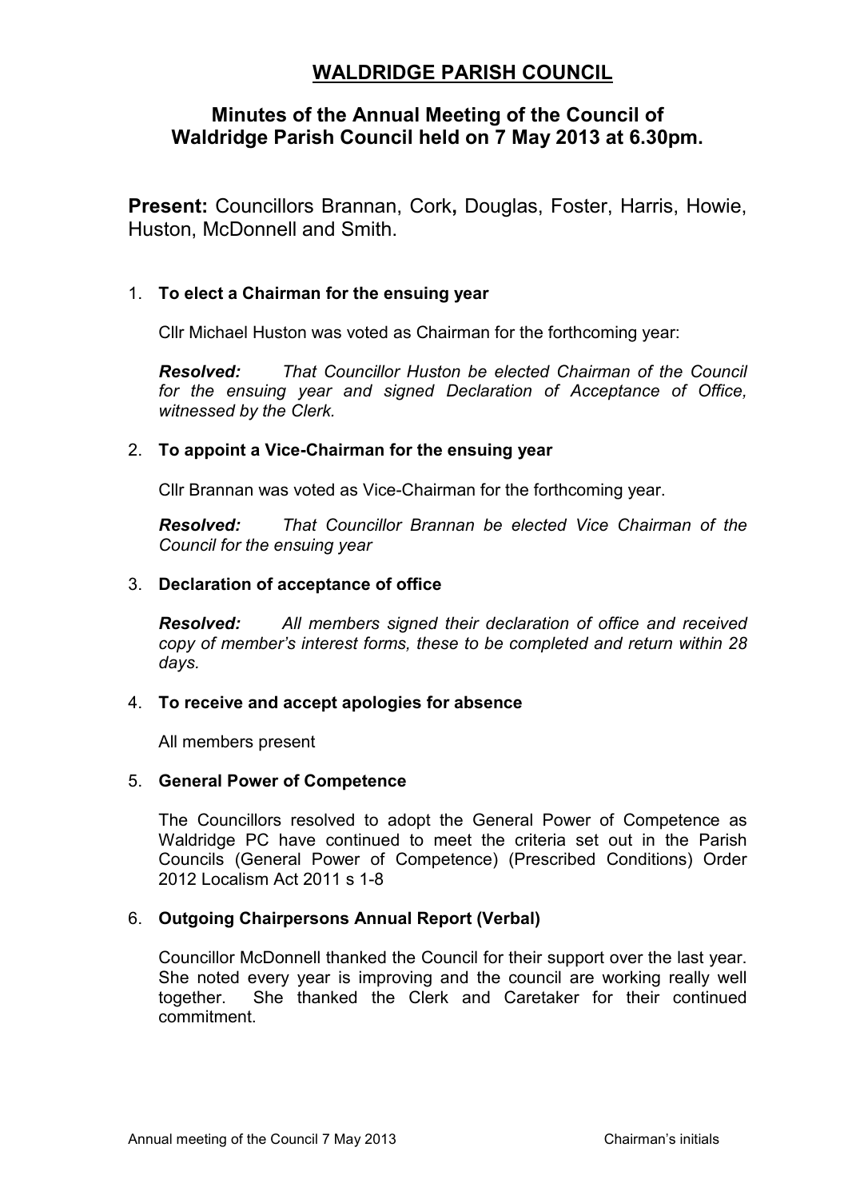# WALDRIDGE PARISH COUNCIL

## Minutes of the Annual Meeting of the Council of Waldridge Parish Council held on 7 May 2013 at 6.30pm.

**Present:** Councillors Brannan, Cork**,** Douglas, Foster, Harris, Howie, Huston, McDonnell and Smith.

1. **To elect a Chairman for the ensuing year**

   Cllr Michael Huston was voted as Chairman for the forthcoming year:

   ***Resolved:*** *That Councillor Huston be elected Chairman of the Council for the ensuing year and signed Declaration of Acceptance of Office, witnessed by the Clerk.*

2. **To appoint a Vice-Chairman for the ensuing year**

   Cllr Brannan was voted as Vice-Chairman for the forthcoming year.

   ***Resolved:*** *That Councillor Brannan be elected Vice Chairman of the Council for the ensuing year*

3. **Declaration of acceptance of office**

   ***Resolved:*** *All members signed their declaration of office and received copy of member's interest forms, these to be completed and return within 28 days.*

4. **To receive and accept apologies for absence**

   All members present

5. **General Power of Competence**

   The Councillors resolved to adopt the General Power of Competence as Waldridge PC have continued to meet the criteria set out in the Parish Councils (General Power of Competence) (Prescribed Conditions) Order 2012 Localism Act 2011 s 1-8

6. **Outgoing Chairpersons Annual Report (Verbal)**

   Councillor McDonnell thanked the Council for their support over the last year. She noted every year is improving and the council are working really well together. She thanked the Clerk and Caretaker for their continued commitment.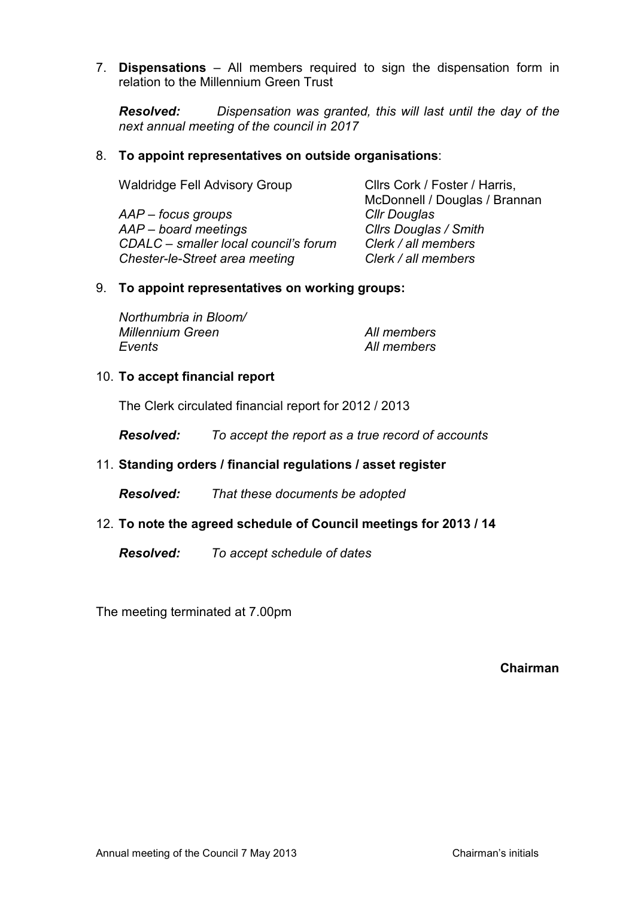7. **Dispensations** – All members required to sign the dispensation form in relation to the Millennium Green Trust

   ***Resolved:*** *Dispensation was granted, this will last until the day of the next annual meeting of the council in 2017*

8. **To appoint representatives on outside organisations**:

| | |
|---|---|
| Waldridge Fell Advisory Group | Cllrs Cork / Foster / Harris, McDonnell / Douglas / Brannan |
| *AAP – focus groups* | *Cllr Douglas* |
| *AAP – board meetings* | *Cllrs Douglas / Smith* |
| *CDALC – smaller local council's forum* | *Clerk / all members* |
| *Chester-le-Street area meeting* | *Clerk / all members* |

9. **To appoint representatives on working groups:**

| | |
|---|---|
| *Northumbria in Bloom/ Millennium Green* | *All members* |
| *Events* | *All members* |

10. **To accept financial report**

    The Clerk circulated financial report for 2012 / 2013

    ***Resolved:*** *To accept the report as a true record of accounts*

11. **Standing orders / financial regulations / asset register**

    ***Resolved:*** *That these documents be adopted*

12. **To note the agreed schedule of Council meetings for 2013 / 14**

    ***Resolved:*** *To accept schedule of dates*

The meeting terminated at 7.00pm

**Chairman**

Annual meeting of the Council 7 May 2013 — Chairman's initials